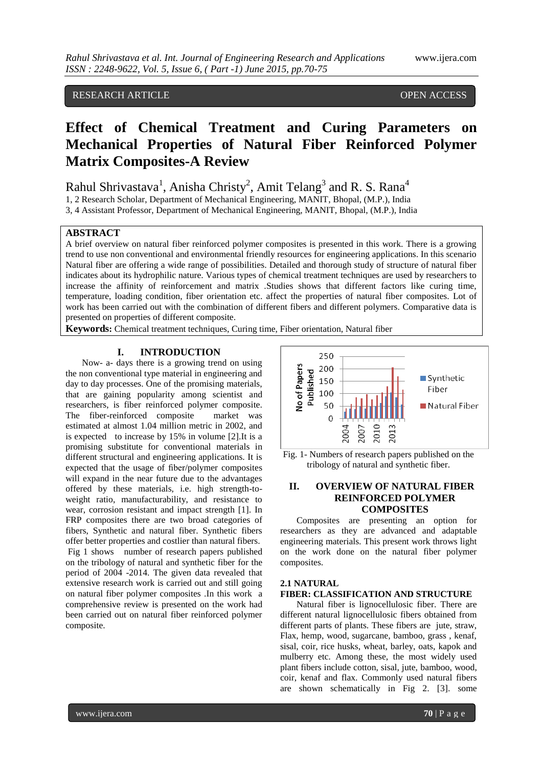RESEARCH ARTICLE OPEN ACCESS

# Effect of Chemical Treatment and Curing Parameters on Mechanical Properties of Natural Fiber Reinforced Polymer Matrix Composites-A Review

Rahul Shrivastava[1], Anisha Christy[2], Amit Telang[3] and R. S. Rana[4]

1, 2 Research Scholar, Department of Mechanical Engineering, MANIT, Bhopal, (M.P.), India
3, 4 Assistant Professor, Department of Mechanical Engineering, MANIT, Bhopal, (M.P.), India

## ABSTRACT

A brief overview on natural fiber reinforced polymer composites is presented in this work. There is a growing trend to use non conventional and environmental friendly resources for engineering applications. In this scenario Natural fiber are offering a wide range of possibilities. Detailed and thorough study of structure of natural fiber indicates about its hydrophilic nature. Various types of chemical treatment techniques are used by researchers to increase the affinity of reinforcement and matrix .Studies shows that different factors like curing time, temperature, loading condition, fiber orientation etc. affect the properties of natural fiber composites. Lot of work has been carried out with the combination of different fibers and different polymers. Comparative data is presented on properties of different composite.

**Keywords:** Chemical treatment techniques, Curing time, Fiber orientation, Natural fiber

## I. INTRODUCTION

Now- a- days there is a growing trend on using the non conventional type material in engineering and day to day processes. One of the promising materials, that are gaining popularity among scientist and researchers, is fiber reinforced polymer composite. The fiber-reinforced composite market was estimated at almost 1.04 million metric in 2002, and is expected to increase by 15% in volume [2].It is a promising substitute for conventional materials in different structural and engineering applications. It is expected that the usage of fiber/polymer composites will expand in the near future due to the advantages offered by these materials, i.e. high strength-to-weight ratio, manufacturability, and resistance to wear, corrosion resistant and impact strength [1]. In FRP composites there are two broad categories of fibers, Synthetic and natural fiber. Synthetic fibers offer better properties and costlier than natural fibers.

Fig 1 shows number of research papers published on the tribology of natural and synthetic fiber for the period of 2004 -2014. The given data revealed that extensive research work is carried out and still going on natural fiber polymer composites .In this work a comprehensive review is presented on the work had been carried out on natural fiber reinforced polymer composite.

Fig. 1- Numbers of research papers published on the tribology of natural and synthetic fiber.

## II. OVERVIEW OF NATURAL FIBER REINFORCED POLYMER COMPOSITES

Composites are presenting an option for researchers as they are advanced and adaptable engineering materials. This present work throws light on the work done on the natural fiber polymer composites.

### 2.1 NATURAL FIBER: CLASSIFICATION AND STRUCTURE

Natural fiber is lignocellulosic fiber. There are different natural lignocellulosic fibers obtained from different parts of plants. These fibers are jute, straw, Flax, hemp, wood, sugarcane, bamboo, grass , kenaf, sisal, coir, rice husks, wheat, barley, oats, kapok and mulberry etc. Among these, the most widely used plant fibers include cotton, sisal, jute, bamboo, wood, coir, kenaf and flax. Commonly used natural fibers are shown schematically in Fig 2. [3]. some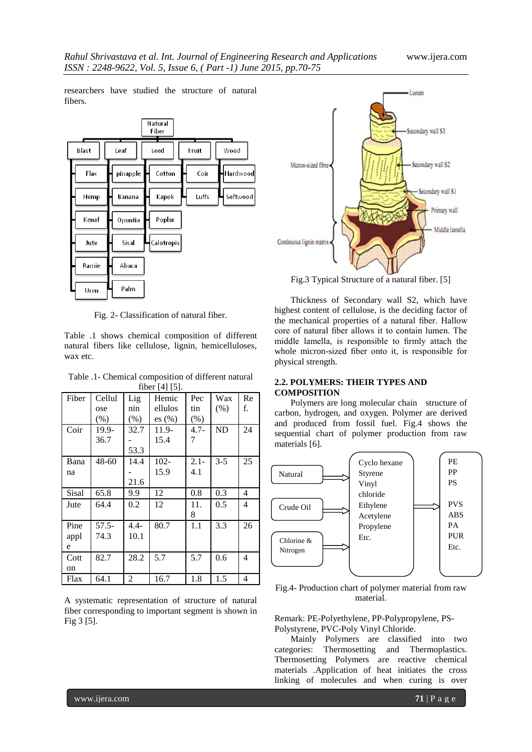researchers have studied the structure of natural fibers.

Fig. 2- Classification of natural fiber.

Table .1 shows chemical composition of different natural fibers like cellulose, lignin, hemicelluloses, wax etc.

Table .1- Chemical composition of different natural fiber [4] [5].

| Fiber | Cellulose (%) | Lignin (%) | Hemicelluloses (%) | Pectin (%) | Wax (%) | Ref. |
|---|---|---|---|---|---|---|
| Coir | 19.9-36.7 | 32.7-53.3 | 11.9-15.4 | 4.7-7 | ND | 24 |
| Banana | 48-60 | 14.4-21.6 | 102-15.9 | 2.1-4.1 | 3-5 | 25 |
| Sisal | 65.8 | 9.9 | 12 | 0.8 | 0.3 | 4 |
| Jute | 64.4 | 0.2 | 12 | 11.8 | 0.5 | 4 |
| Pineapple | 57.5-74.3 | 4.4-10.1 | 80.7 | 1.1 | 3.3 | 26 |
| Cotton | 82.7 | 28.2 | 5.7 | 5.7 | 0.6 | 4 |
| Flax | 64.1 | 2 | 16.7 | 1.8 | 1.5 | 4 |

A systematic representation of structure of natural fiber corresponding to important segment is shown in Fig 3 [5].

Fig.3 Typical Structure of a natural fiber. [5]

Thickness of Secondary wall S2, which have highest content of cellulose, is the deciding factor of the mechanical properties of a natural fiber. Hallow core of natural fiber allows it to contain lumen. The middle lamella, is responsible to firmly attach the whole micron-sized fiber onto it, is responsible for physical strength.

### 2.2. POLYMERS: THEIR TYPES AND COMPOSITION

Polymers are long molecular chain structure of carbon, hydrogen, and oxygen. Polymer are derived and produced from fossil fuel. Fig.4 shows the sequential chart of polymer production from raw materials [6].

Fig.4- Production chart of polymer material from raw material.

Remark: PE-Polyethylene, PP-Polypropylene, PS-Polystyrene, PVC-Poly Vinyl Chloride.

Mainly Polymers are classified into two categories: Thermosetting and Thermoplastics. Thermosetting Polymers are reactive chemical materials .Application of heat initiates the cross linking of molecules and when curing is over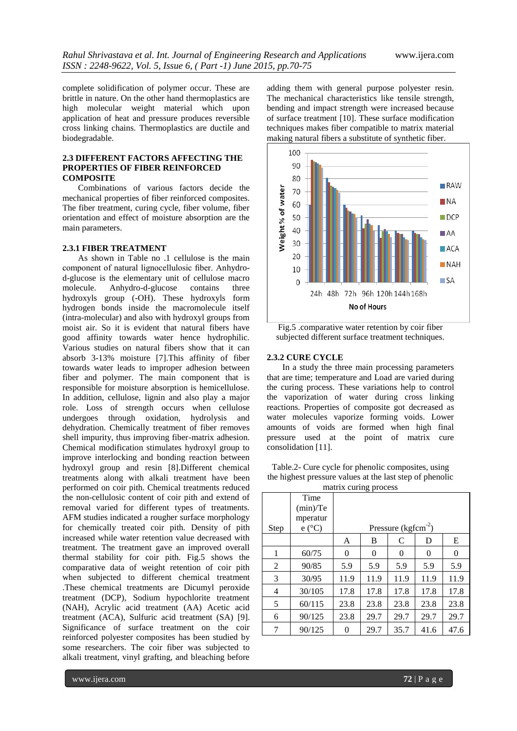complete solidification of polymer occur. These are brittle in nature. On the other hand thermoplastics are high molecular weight material which upon application of heat and pressure produces reversible cross linking chains. Thermoplastics are ductile and biodegradable.

### 2.3 DIFFERENT FACTORS AFFECTING THE PROPERTIES OF FIBER REINFORCED COMPOSITE

Combinations of various factors decide the mechanical properties of fiber reinforced composites. The fiber treatment, curing cycle, fiber volume, fiber orientation and effect of moisture absorption are the main parameters.

#### 2.3.1 FIBER TREATMENT

As shown in Table no .1 cellulose is the main component of natural lignocellulosic fiber. Anhydro-d-glucose is the elementary unit of cellulose macro molecule. Anhydro-d-glucose contains three hydroxyls group (-OH). These hydroxyls form hydrogen bonds inside the macromolecule itself (intra-molecular) and also with hydroxyl groups from moist air. So it is evident that natural fibers have good affinity towards water hence hydrophilic. Various studies on natural fibers show that it can absorb 3-13% moisture [7].This affinity of fiber towards water leads to improper adhesion between fiber and polymer. The main component that is responsible for moisture absorption is hemicellulose. In addition, cellulose, lignin and also play a major role. Loss of strength occurs when cellulose undergoes through oxidation, hydrolysis and dehydration. Chemically treatment of fiber removes shell impurity, thus improving fiber-matrix adhesion. Chemical modification stimulates hydroxyl group to improve interlocking and bonding reaction between hydroxyl group and resin [8].Different chemical treatments along with alkali treatment have been performed on coir pith. Chemical treatments reduced the non-cellulosic content of coir pith and extend of removal varied for different types of treatments. AFM studies indicated a rougher surface morphology for chemically treated coir pith. Density of pith increased while water retention value decreased with treatment. The treatment gave an improved overall thermal stability for coir pith. Fig.5 shows the comparative data of weight retention of coir pith when subjected to different chemical treatment .These chemical treatments are Dicumyl peroxide treatment (DCP), Sodium hypochlorite treatment (NAH), Acrylic acid treatment (AA) Acetic acid treatment (ACA), Sulfuric acid treatment (SA) [9]. Significance of surface treatment on the coir reinforced polyester composites has been studied by some researchers. The coir fiber was subjected to alkali treatment, vinyl grafting, and bleaching before adding them with general purpose polyester resin. The mechanical characteristics like tensile strength, bending and impact strength were increased because of surface treatment [10]. These surface modification techniques makes fiber compatible to matrix material making natural fibers a substitute of synthetic fiber.

Fig.5 .comparative water retention by coir fiber subjected different surface treatment techniques.

#### 2.3.2 CURE CYCLE

In a study the three main processing parameters that are time; temperature and Load are varied during the curing process. These variations help to control the vaporization of water during cross linking reactions. Properties of composite got decreased as water molecules vaporize forming voids. Lower amounts of voids are formed when high final pressure used at the point of matrix cure consolidation [11].

Table.2- Cure cycle for phenolic composites, using the highest pressure values at the last step of phenolic matrix curing process

| Step | Time (min)/Temperature (°C) | Pressure ($kgfcm^{-2}$) | | | | |
|---|---|---|---|---|---|---|
| | | A | B | C | D | E |
| 1 | 60/75 | 0 | 0 | 0 | 0 | 0 |
| 2 | 90/85 | 5.9 | 5.9 | 5.9 | 5.9 | 5.9 |
| 3 | 30/95 | 11.9 | 11.9 | 11.9 | 11.9 | 11.9 |
| 4 | 30/105 | 17.8 | 17.8 | 17.8 | 17.8 | 17.8 |
| 5 | 60/115 | 23.8 | 23.8 | 23.8 | 23.8 | 23.8 |
| 6 | 90/125 | 23.8 | 29.7 | 29.7 | 29.7 | 29.7 |
| 7 | 90/125 | 0 | 29.7 | 35.7 | 41.6 | 47.6 |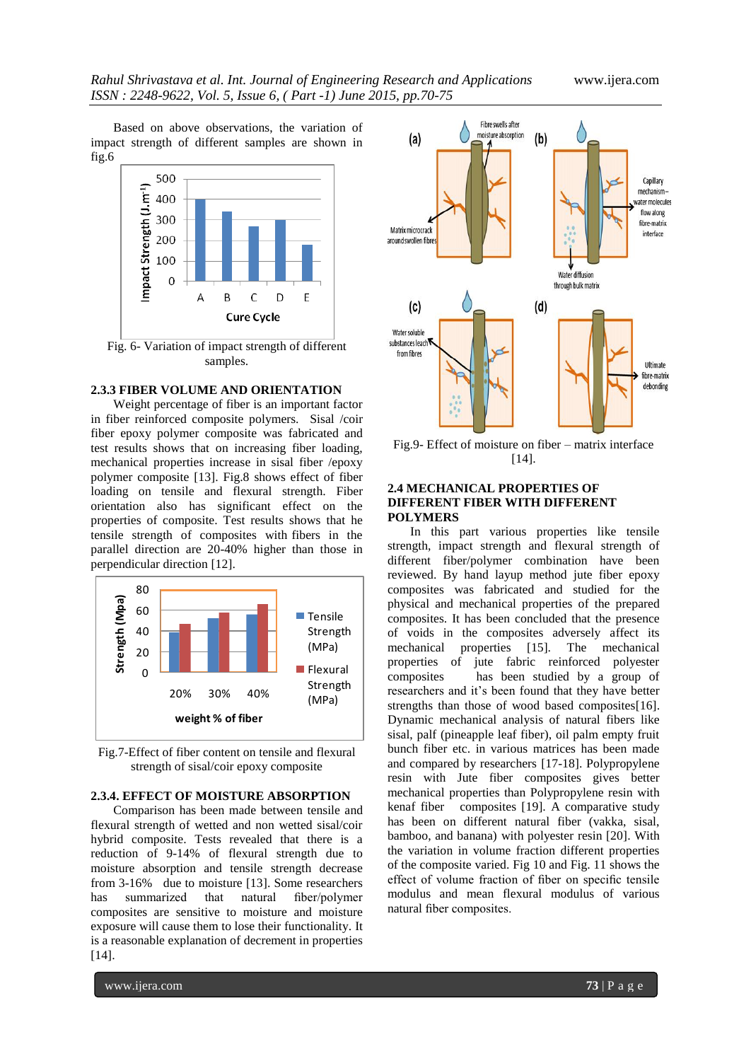Based on above observations, the variation of impact strength of different samples are shown in fig.6

Fig. 6- Variation of impact strength of different samples.

### 2.3.3 FIBER VOLUME AND ORIENTATION

Weight percentage of fiber is an important factor in fiber reinforced composite polymers. Sisal /coir fiber epoxy polymer composite was fabricated and test results shows that on increasing fiber loading, mechanical properties increase in sisal fiber /epoxy polymer composite [13]. Fig.8 shows effect of fiber loading on tensile and flexural strength. Fiber orientation also has significant effect on the properties of composite. Test results shows that he tensile strength of composites with fibers in the parallel direction are 20-40% higher than those in perpendicular direction [12].

Fig.7-Effect of fiber content on tensile and flexural strength of sisal/coir epoxy composite

### 2.3.4. EFFECT OF MOISTURE ABSORPTION

Comparison has been made between tensile and flexural strength of wetted and non wetted sisal/coir hybrid composite. Tests revealed that there is a reduction of 9-14% of flexural strength due to moisture absorption and tensile strength decrease from 3-16% due to moisture [13]. Some researchers has summarized that natural fiber/polymer composites are sensitive to moisture and moisture exposure will cause them to lose their functionality. It is a reasonable explanation of decrement in properties [14].

Fig.9- Effect of moisture on fiber – matrix interface [14].

## 2.4 MECHANICAL PROPERTIES OF DIFFERENT FIBER WITH DIFFERENT POLYMERS

In this part various properties like tensile strength, impact strength and flexural strength of different fiber/polymer combination have been reviewed. By hand layup method jute fiber epoxy composites was fabricated and studied for the physical and mechanical properties of the prepared composites. It has been concluded that the presence of voids in the composites adversely affect its mechanical properties [15]. The mechanical properties of jute fabric reinforced polyester composites has been studied by a group of researchers and it's been found that they have better strengths than those of wood based composites[16]. Dynamic mechanical analysis of natural fibers like sisal, palf (pineapple leaf fiber), oil palm empty fruit bunch fiber etc. in various matrices has been made and compared by researchers [17-18]. Polypropylene resin with Jute fiber composites gives better mechanical properties than Polypropylene resin with kenaf fiber composites [19]. A comparative study has been on different natural fiber (vakka, sisal, bamboo, and banana) with polyester resin [20]. With the variation in volume fraction different properties of the composite varied. Fig 10 and Fig. 11 shows the effect of volume fraction of fiber on specific tensile modulus and mean flexural modulus of various natural fiber composites.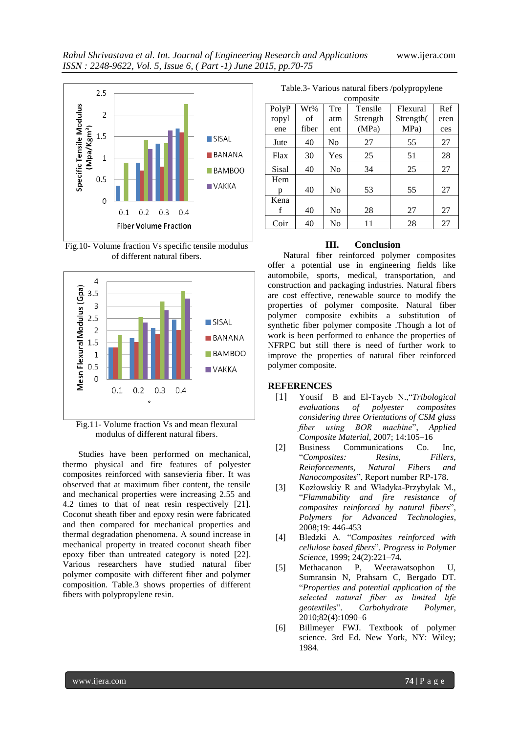Fig.10- Volume fraction Vs specific tensile modulus of different natural fibers.

Fig.11- Volume fraction Vs and mean flexural modulus of different natural fibers.

Studies have been performed on mechanical, thermo physical and fire features of polyester composites reinforced with sansevieria fiber. It was observed that at maximum fiber content, the tensile and mechanical properties were increasing 2.55 and 4.2 times to that of neat resin respectively [21]. Coconut sheath fiber and epoxy resin were fabricated and then compared for mechanical properties and thermal degradation phenomena. A sound increase in mechanical property in treated coconut sheath fiber epoxy fiber than untreated category is noted [22]. Various researchers have studied natural fiber polymer composite with different fiber and polymer composition. Table.3 shows properties of different fibers with polypropylene resin.

Table.3- Various natural fibers /polypropylene composite

| Polypropylene | Wt% of fiber | Treatment | Tensile Strength (MPa) | Flexural Strength(MPa) | References |
|---|---|---|---|---|---|
| Jute | 40 | No | 27 | 55 | 27 |
| Flax | 30 | Yes | 25 | 51 | 28 |
| Sisal | 40 | No | 34 | 25 | 27 |
| Hemp | 40 | No | 53 | 55 | 27 |
| Kenaf | 40 | No | 28 | 27 | 27 |
| Coir | 40 | No | 11 | 28 | 27 |

## III. Conclusion

Natural fiber reinforced polymer composites offer a potential use in engineering fields like automobile, sports, medical, transportation, and construction and packaging industries. Natural fibers are cost effective, renewable source to modify the properties of polymer composite. Natural fiber polymer composite exhibits a substitution of synthetic fiber polymer composite .Though a lot of work is been performed to enhance the properties of NFRPC but still there is need of further work to improve the properties of natural fiber reinforced polymer composite.

## REFERENCES

[1] Yousif B and El-Tayeb N.,"*Tribological evaluations of polyester composites considering three Orientations of CSM glass fiber using BOR machine*", *Applied Composite Material*, 2007; 14:105–16

[2] Business Communications Co. Inc, "*Composites: Resins, Fillers, Reinforcements, Natural Fibers and Nanocomposites*", Report number RP-178.

[3] Kozłowskiy R and Władyka-Przybylak M., "*Flammability and fire resistance of composites reinforced by natural fibers*", *Polymers for Advanced Technologies*, 2008;19: 446-453

[4] Bledzki A. "*Composites reinforced with cellulose based fibers*". *Progress in Polymer Science*, 1999; 24(2):221–74.

[5] Methacanon P, Weerawatsophon U, Sumransin N, Prahsarn C, Bergado DT. "*Properties and potential application of the selected natural fiber as limited life geotextiles*". *Carbohydrate Polymer*, 2010;82(4):1090–6

[6] Billmeyer FWJ. Textbook of polymer science. 3rd Ed. New York, NY: Wiley; 1984.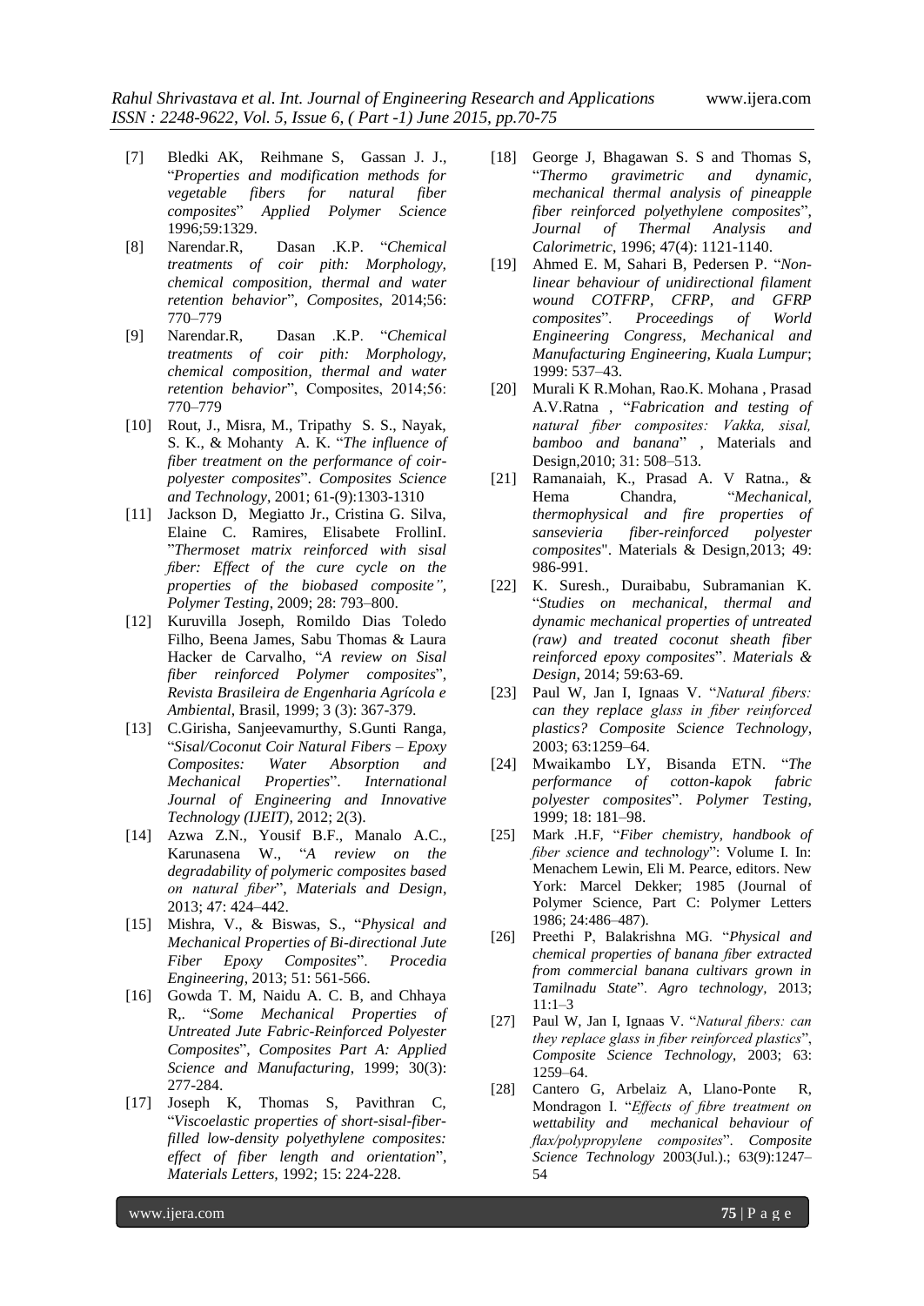[7] Bledki AK, Reihmane S, Gassan J. J., "*Properties and modification methods for vegetable fibers for natural fiber composites*" *Applied Polymer Science* 1996;59:1329.

[8] Narendar.R, Dasan .K.P. "*Chemical treatments of coir pith: Morphology, chemical composition, thermal and water retention behavior*", *Composites*, 2014;56: 770–779

[9] Narendar.R, Dasan .K.P. "*Chemical treatments of coir pith: Morphology, chemical composition, thermal and water retention behavior*", Composites, 2014;56: 770–779

[10] Rout, J., Misra, M., Tripathy S. S., Nayak, S. K., & Mohanty A. K. "*The influence of fiber treatment on the performance of coir-polyester composites*". *Composites Science and Technology*, 2001; 61-(9):1303-1310

[11] Jackson D, Megiatto Jr., Cristina G. Silva, Elaine C. Ramires, Elisabete FrollinI. "*Thermoset matrix reinforced with sisal fiber: Effect of the cure cycle on the properties of the biobased composite", Polymer Testing*, 2009; 28: 793–800.

[12] Kuruvilla Joseph, Romildo Dias Toledo Filho, Beena James, Sabu Thomas & Laura Hacker de Carvalho, "*A review on Sisal fiber reinforced Polymer composites*", *Revista Brasileira de Engenharia Agrícola e Ambiental*, Brasil, 1999; 3 (3): 367-379.

[13] C.Girisha, Sanjeevamurthy, S.Gunti Ranga, "*Sisal/Coconut Coir Natural Fibers – Epoxy Composites: Water Absorption and Mechanical Properties*". *International Journal of Engineering and Innovative Technology (IJEIT)*, 2012; 2(3).

[14] Azwa Z.N., Yousif B.F., Manalo A.C., Karunasena W., "*A review on the degradability of polymeric composites based on natural fiber*", *Materials and Design*, 2013; 47: 424–442.

[15] Mishra, V., & Biswas, S., "*Physical and Mechanical Properties of Bi-directional Jute Fiber Epoxy Composites*". *Procedia Engineering*, 2013; 51: 561-566.

[16] Gowda T. M, Naidu A. C. B, and Chhaya R,. "*Some Mechanical Properties of Untreated Jute Fabric-Reinforced Polyester Composites*", *Composites Part A: Applied Science and Manufacturing*, 1999; 30(3): 277-284.

[17] Joseph K, Thomas S, Pavithran C, "*Viscoelastic properties of short-sisal-fiber-filled low-density polyethylene composites: effect of fiber length and orientation*", *Materials Letters*, 1992; 15: 224-228.

[18] George J, Bhagawan S. S and Thomas S, "*Thermo gravimetric and dynamic, mechanical thermal analysis of pineapple fiber reinforced polyethylene composites*", *Journal of Thermal Analysis and Calorimetric*, 1996; 47(4): 1121-1140.

[19] Ahmed E. M, Sahari B, Pedersen P. "*Non-linear behaviour of unidirectional filament wound COTFRP, CFRP, and GFRP composites*". *Proceedings of World Engineering Congress, Mechanical and Manufacturing Engineering, Kuala Lumpur*; 1999: 537–43.

[20] Murali K R.Mohan, Rao.K. Mohana , Prasad A.V.Ratna , "*Fabrication and testing of natural fiber composites: Vakka, sisal, bamboo and banana*" , Materials and Design,2010; 31: 508–513.

[21] Ramanaiah, K., Prasad A. V Ratna., & Hema Chandra, "*Mechanical, thermophysical and fire properties of sansevieria fiber-reinforced polyester composites*". Materials & Design,2013; 49: 986-991.

[22] K. Suresh., Duraibabu, Subramanian K. "*Studies on mechanical, thermal and dynamic mechanical properties of untreated (raw) and treated coconut sheath fiber reinforced epoxy composites*". *Materials & Design*, 2014; 59:63-69.

[23] Paul W, Jan I, Ignaas V. "*Natural fibers: can they replace glass in fiber reinforced plastics? Composite Science Technology*, 2003; 63:1259–64.

[24] Mwaikambo LY, Bisanda ETN. "*The performance of cotton-kapok fabric polyester composites*". *Polymer Testing*, 1999; 18: 181–98.

[25] Mark .H.F, "*Fiber chemistry, handbook of fiber science and technology*": Volume I. In: Menachem Lewin, Eli M. Pearce, editors. New York: Marcel Dekker; 1985 (Journal of Polymer Science, Part C: Polymer Letters 1986; 24:486–487).

[26] Preethi P, Balakrishna MG. "*Physical and chemical properties of banana fiber extracted from commercial banana cultivars grown in Tamilnadu State*". *Agro technology*, 2013; 11:1–3

[27] Paul W, Jan I, Ignaas V. "*Natural fibers: can they replace glass in fiber reinforced plastics*", *Composite Science Technology*, 2003; 63: 1259–64.

[28] Cantero G, Arbelaiz A, Llano-Ponte R, Mondragon I. "*Effects of fibre treatment on wettability and mechanical behaviour of flax/polypropylene composites*". *Composite Science Technology* 2003(Jul.).; 63(9):1247–54